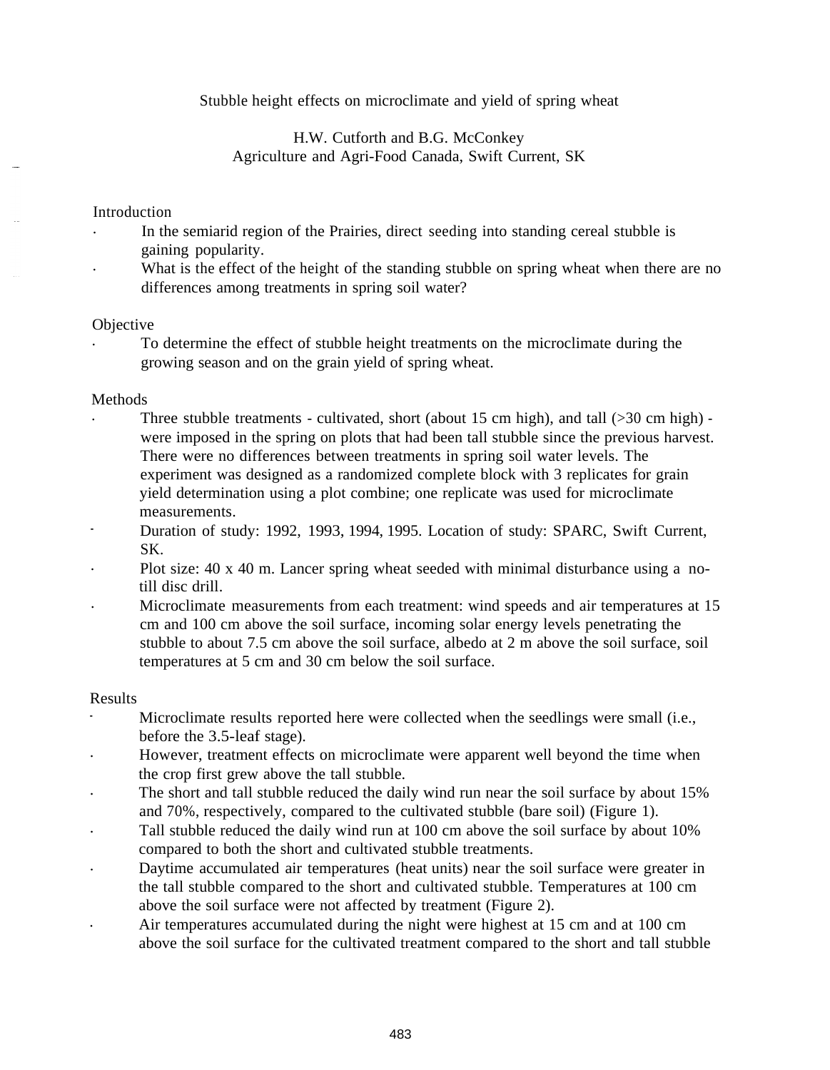# Stubble height effects on microclimate and yield of spring wheat

H.W. Cutforth and B.G. McConkey
Agriculture and Agri-Food Canada, Swift Current, SK

## Introduction

- In the semiarid region of the Prairies, direct seeding into standing cereal stubble is gaining popularity.
- What is the effect of the height of the standing stubble on spring wheat when there are no differences among treatments in spring soil water?

## Objective

- To determine the effect of stubble height treatments on the microclimate during the growing season and on the grain yield of spring wheat.

## Methods

- Three stubble treatments - cultivated, short (about 15 cm high), and tall (>30 cm high) - were imposed in the spring on plots that had been tall stubble since the previous harvest. There were no differences between treatments in spring soil water levels. The experiment was designed as a randomized complete block with 3 replicates for grain yield determination using a plot combine; one replicate was used for microclimate measurements.
- Duration of study: 1992, 1993, 1994, 1995. Location of study: SPARC, Swift Current, SK.
- Plot size: 40 x 40 m. Lancer spring wheat seeded with minimal disturbance using a no-till disc drill.
- Microclimate measurements from each treatment: wind speeds and air temperatures at 15 cm and 100 cm above the soil surface, incoming solar energy levels penetrating the stubble to about 7.5 cm above the soil surface, albedo at 2 m above the soil surface, soil temperatures at 5 cm and 30 cm below the soil surface.

## Results

- Microclimate results reported here were collected when the seedlings were small (i.e., before the 3.5-leaf stage).
- However, treatment effects on microclimate were apparent well beyond the time when the crop first grew above the tall stubble.
- The short and tall stubble reduced the daily wind run near the soil surface by about 15% and 70%, respectively, compared to the cultivated stubble (bare soil) (Figure 1).
- Tall stubble reduced the daily wind run at 100 cm above the soil surface by about 10% compared to both the short and cultivated stubble treatments.
- Daytime accumulated air temperatures (heat units) near the soil surface were greater in the tall stubble compared to the short and cultivated stubble. Temperatures at 100 cm above the soil surface were not affected by treatment (Figure 2).
- Air temperatures accumulated during the night were highest at 15 cm and at 100 cm above the soil surface for the cultivated treatment compared to the short and tall stubble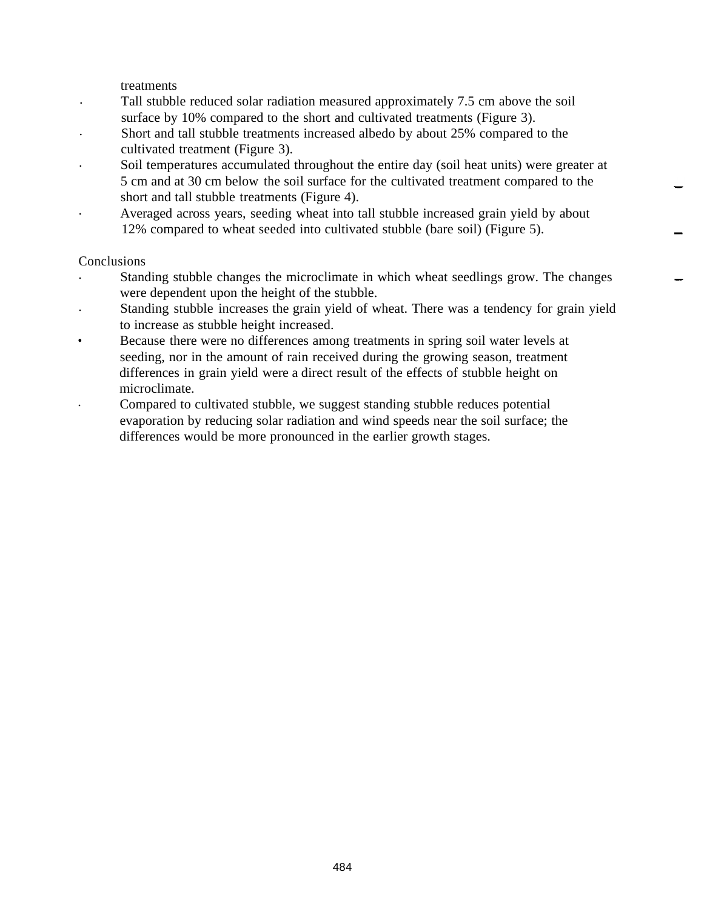treatments

- Tall stubble reduced solar radiation measured approximately 7.5 cm above the soil surface by 10% compared to the short and cultivated treatments (Figure 3).
- Short and tall stubble treatments increased albedo by about 25% compared to the cultivated treatment (Figure 3).
- Soil temperatures accumulated throughout the entire day (soil heat units) were greater at 5 cm and at 30 cm below the soil surface for the cultivated treatment compared to the short and tall stubble treatments (Figure 4).
- Averaged across years, seeding wheat into tall stubble increased grain yield by about 12% compared to wheat seeded into cultivated stubble (bare soil) (Figure 5).

Conclusions

- Standing stubble changes the microclimate in which wheat seedlings grow. The changes were dependent upon the height of the stubble.
- Standing stubble increases the grain yield of wheat. There was a tendency for grain yield to increase as stubble height increased.
- Because there were no differences among treatments in spring soil water levels at seeding, nor in the amount of rain received during the growing season, treatment differences in grain yield were a direct result of the effects of stubble height on microclimate.
- Compared to cultivated stubble, we suggest standing stubble reduces potential evaporation by reducing solar radiation and wind speeds near the soil surface; the differences would be more pronounced in the earlier growth stages.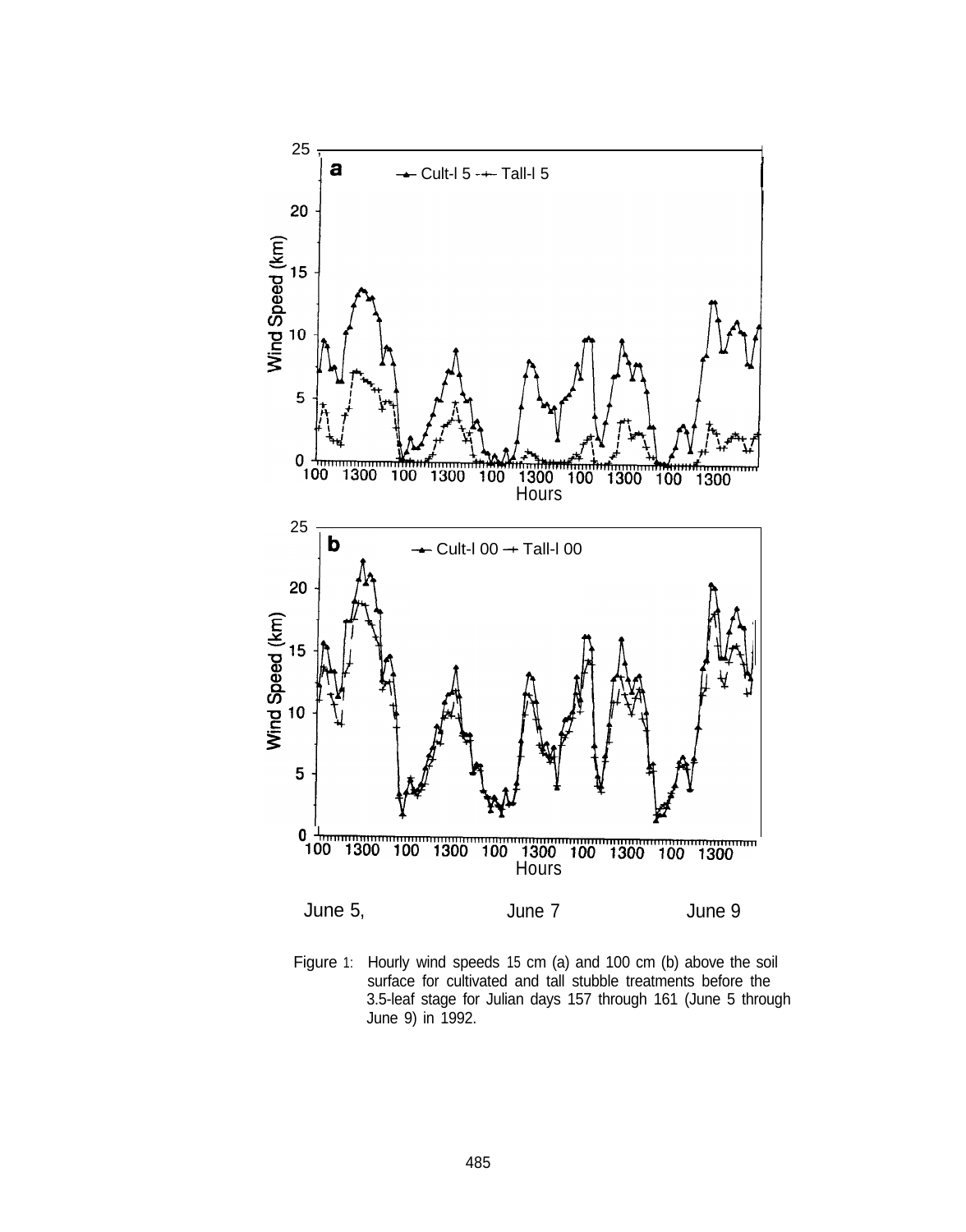Figure 1: Hourly wind speeds 15 cm (a) and 100 cm (b) above the soil surface for cultivated and tall stubble treatments before the 3.5-leaf stage for Julian days 157 through 161 (June 5 through June 9) in 1992.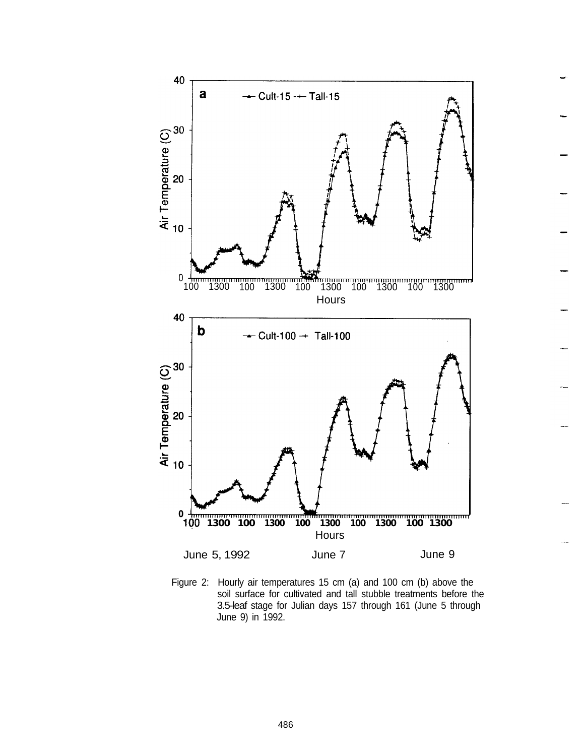Figure 2: Hourly air temperatures 15 cm (a) and 100 cm (b) above the soil surface for cultivated and tall stubble treatments before the 3.5-leaf stage for Julian days 157 through 161 (June 5 through June 9) in 1992.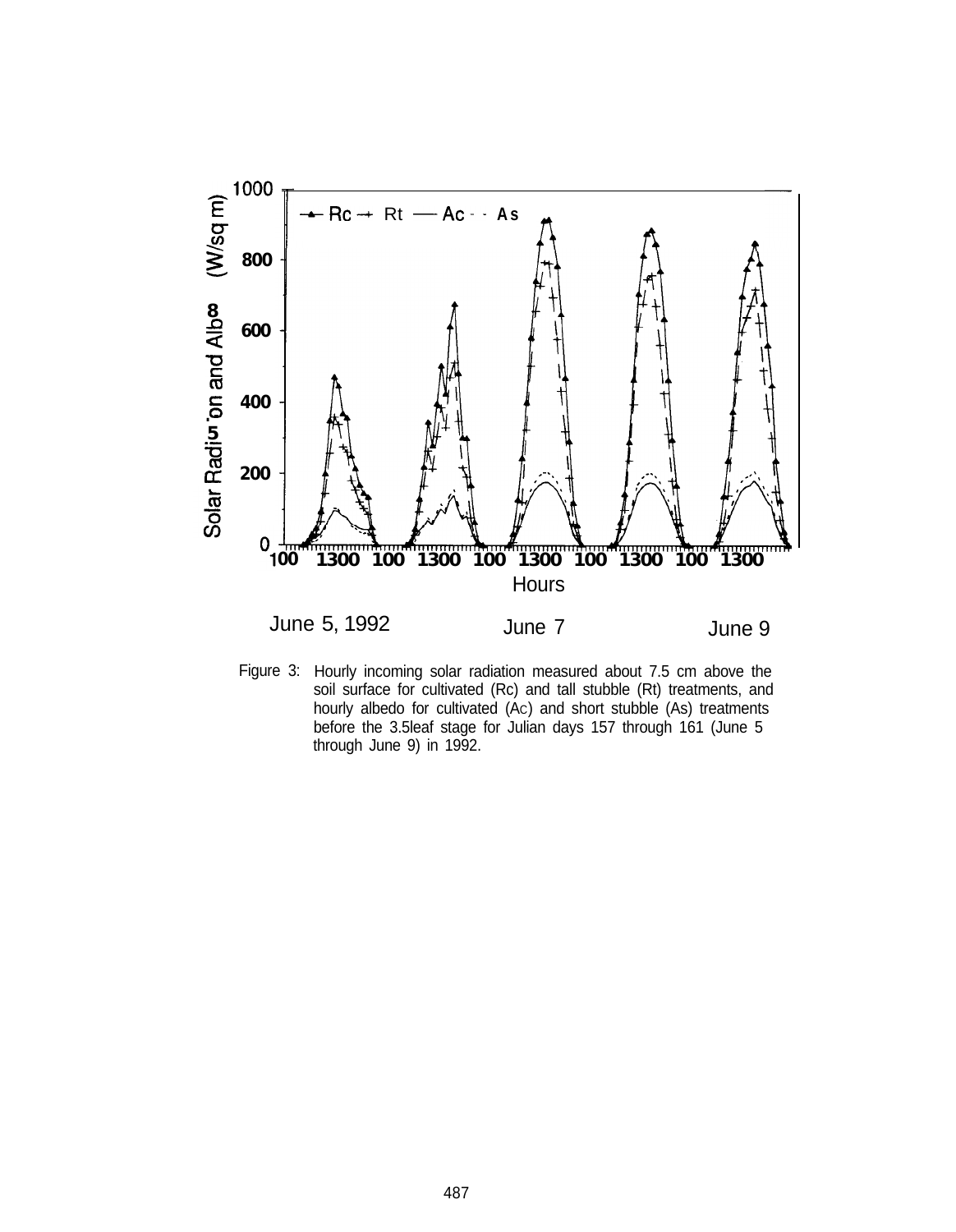Figure 3: Hourly incoming solar radiation measured about 7.5 cm above the soil surface for cultivated (Rc) and tall stubble (Rt) treatments, and hourly albedo for cultivated (Ac) and short stubble (As) treatments before the 3.5leaf stage for Julian days 157 through 161 (June 5 through June 9) in 1992.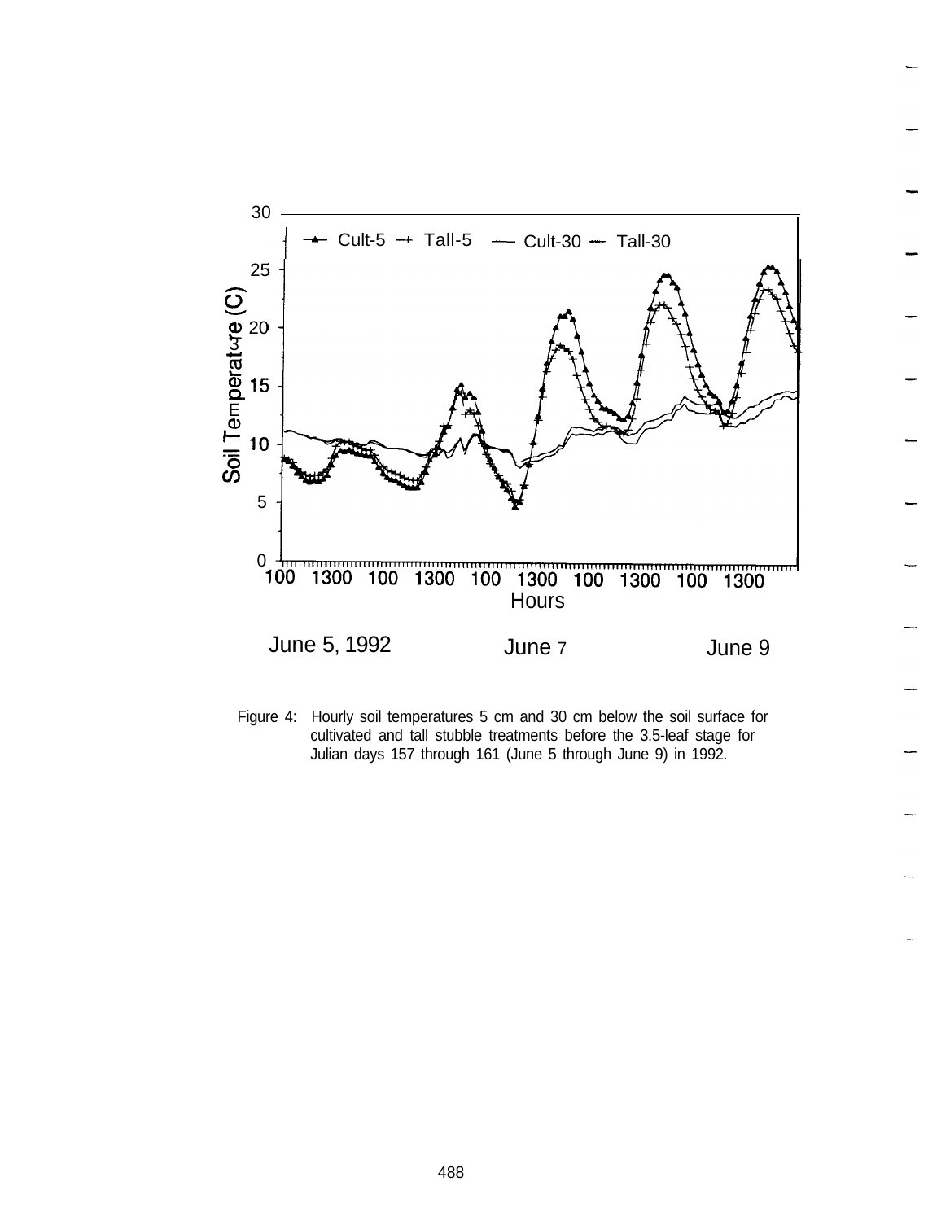Figure 4: Hourly soil temperatures 5 cm and 30 cm below the soil surface for cultivated and tall stubble treatments before the 3.5-leaf stage for Julian days 157 through 161 (June 5 through June 9) in 1992.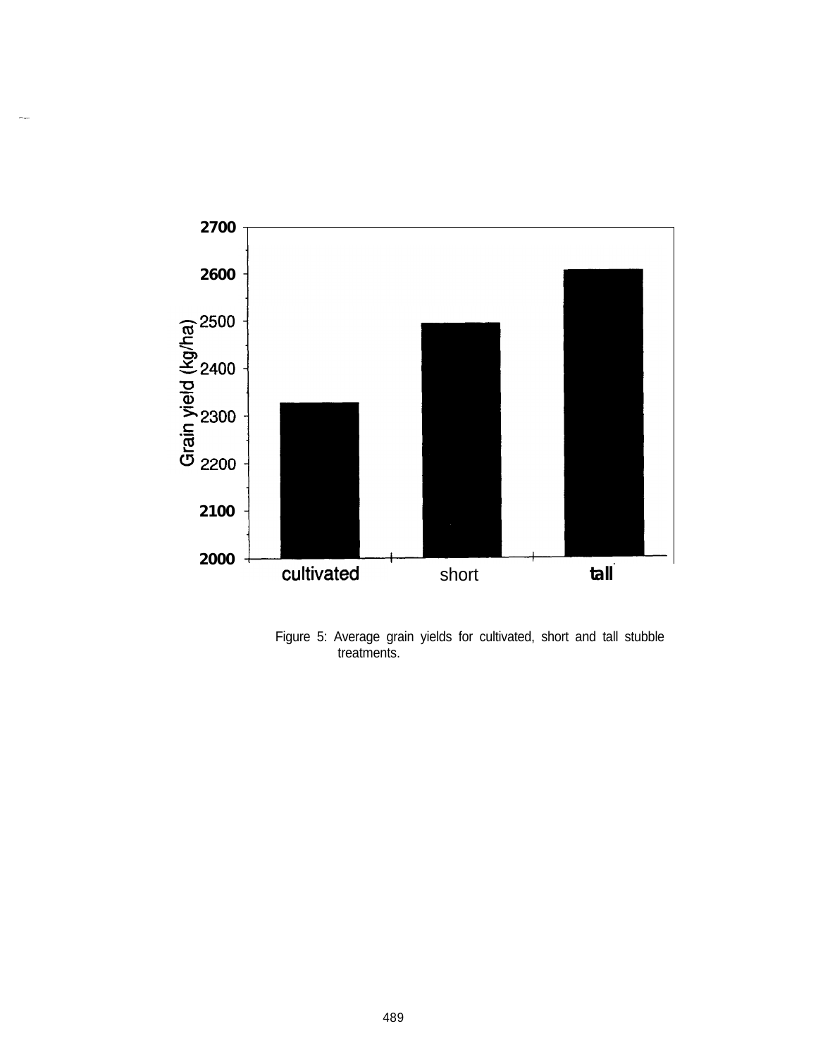2700
2600
2500
2400
2300
2200
2100
2000

Grain yield (kg/ha)

cultivated
short
tall

Figure 5: Average grain yields for cultivated, short and tall stubble treatments.